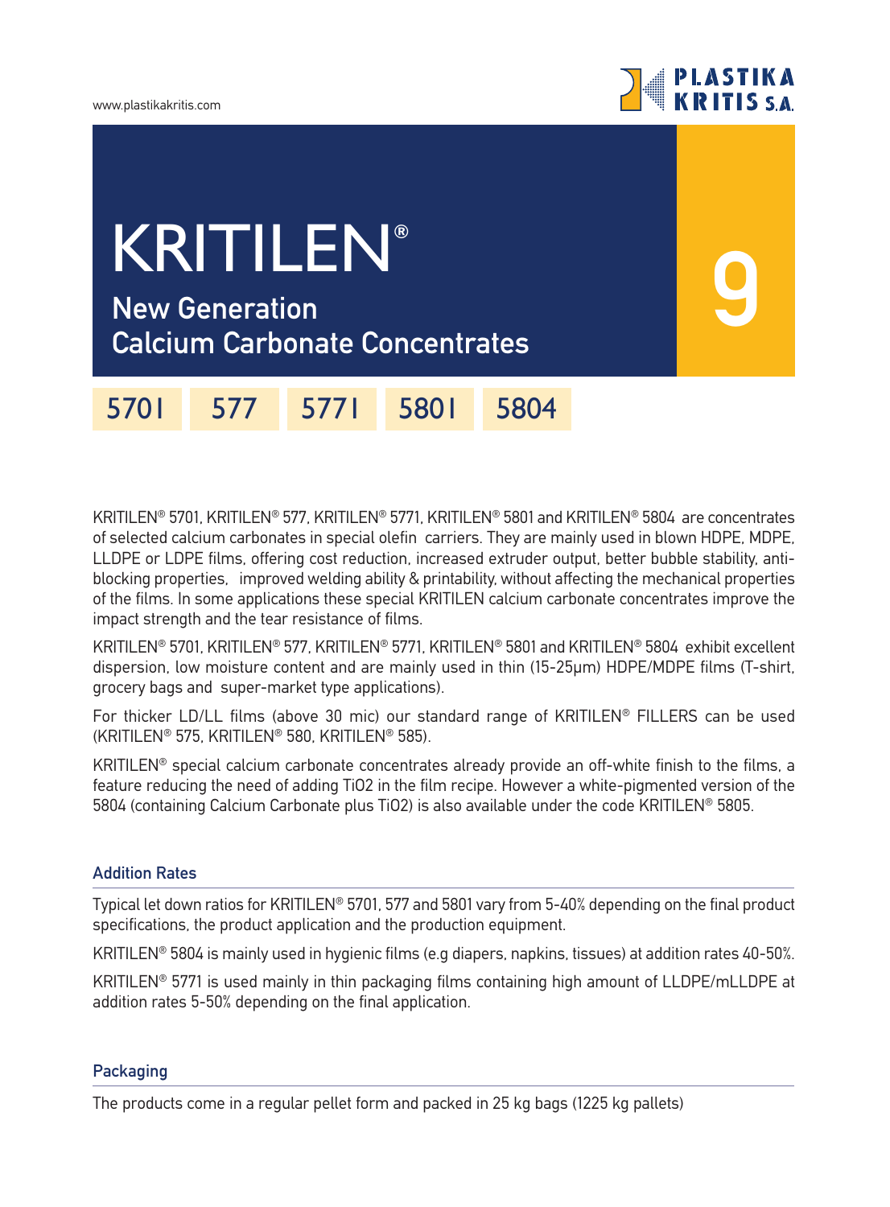www.plastikakritis.com

PLASTIKA KRITIS S.A.

# KRITILEN®

## New Generation Calcium Carbonate Concentrates

9

5701 577 5771 5801 5804

KRITILEN® 5701, KRITILEN® 577, KRITILEN® 5771, KRITILEN® 5801 and KRITILEN® 5804 are concentrates of selected calcium carbonates in special olefin carriers. They are mainly used in blown HDPE, MDPE, LLDPE or LDPE films, offering cost reduction, increased extruder output, better bubble stability, anti-blocking properties, improved welding ability & printability, without affecting the mechanical properties of the films. In some applications these special KRITILEN calcium carbonate concentrates improve the impact strength and the tear resistance of films.

KRITILEN® 5701, KRITILEN® 577, KRITILEN® 5771, KRITILEN® 5801 and KRITILEN® 5804 exhibit excellent dispersion, low moisture content and are mainly used in thin (15-25μm) HDPE/MDPE films (T-shirt, grocery bags and super-market type applications).

For thicker LD/LL films (above 30 mic) our standard range of KRITILEN® FILLERS can be used (KRITILEN® 575, KRITILEN® 580, KRITILEN® 585).

KRITILEN® special calcium carbonate concentrates already provide an off-white finish to the films, a feature reducing the need of adding $TiO_2$ in the film recipe. However a white-pigmented version of the 5804 (containing Calcium Carbonate plus $TiO_2$) is also available under the code KRITILEN® 5805.

### Addition Rates

Typical let down ratios for KRITILEN® 5701, 577 and 5801 vary from 5-40% depending on the final product specifications, the product application and the production equipment.

KRITILEN® 5804 is mainly used in hygienic films (e.g diapers, napkins, tissues) at addition rates 40-50%.

KRITILEN® 5771 is used mainly in thin packaging films containing high amount of LLDPE/mLLDPE at addition rates 5-50% depending on the final application.

### Packaging

The products come in a regular pellet form and packed in 25 kg bags (1225 kg pallets)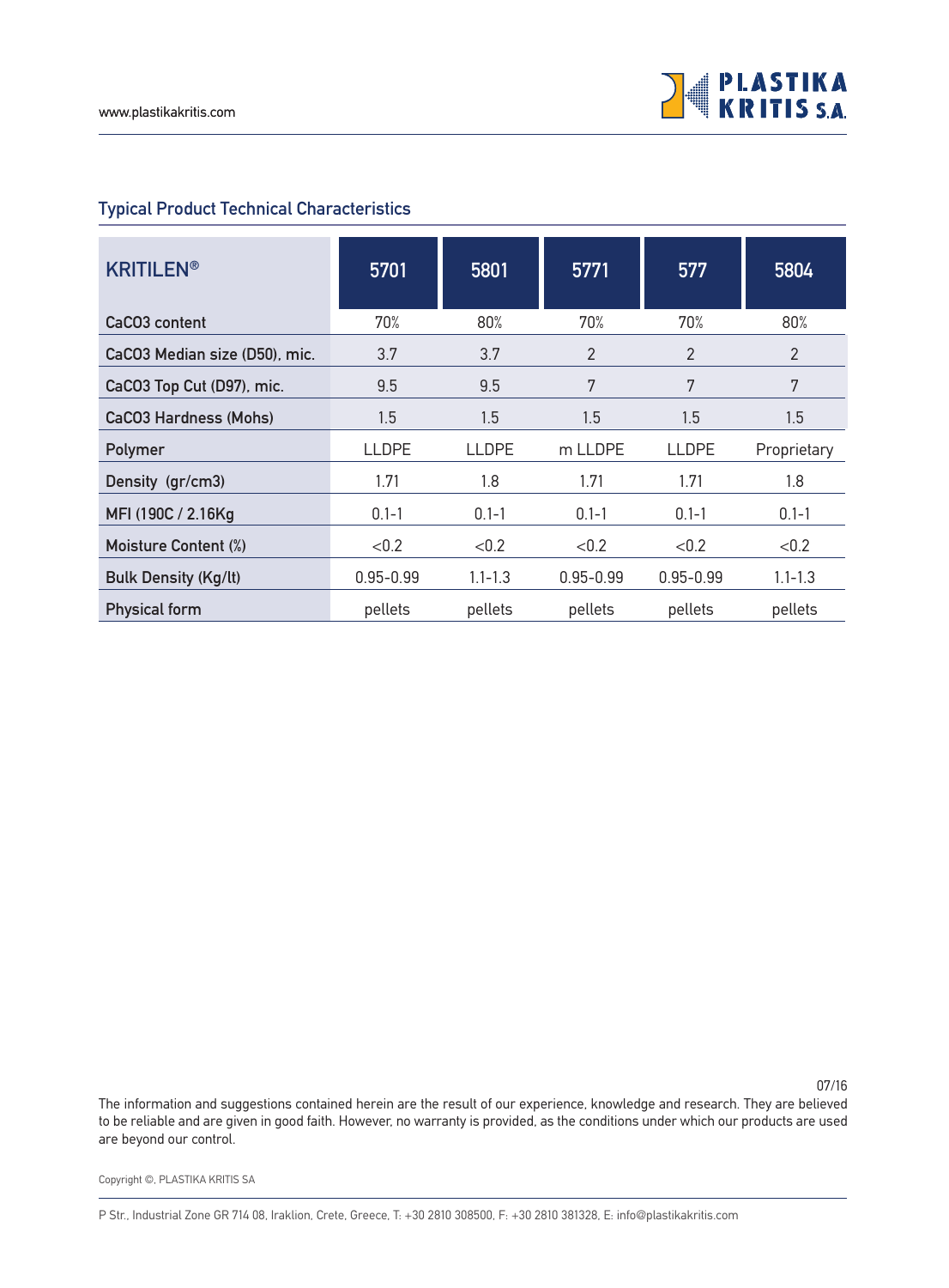## Typical Product Technical Characteristics

| KRITILEN® | 5701 | 5801 | 5771 | 577 | 5804 |
|---|---|---|---|---|---|
| $CaCO_3$ content | 70% | 80% | 70% | 70% | 80% |
| $CaCO_3$ Median size (D50), mic. | 3.7 | 3.7 | 2 | 2 | 2 |
| $CaCO_3$ Top Cut (D97), mic. | 9.5 | 9.5 | 7 | 7 | 7 |
| $CaCO_3$ Hardness (Mohs) | 1.5 | 1.5 | 1.5 | 1.5 | 1.5 |
| Polymer | LLDPE | LLDPE | m LLDPE | LLDPE | Proprietary |
| Density (gr/cm3) | 1.71 | 1.8 | 1.71 | 1.71 | 1.8 |
| MFI (190C / 2.16Kg | 0.1-1 | 0.1-1 | 0.1-1 | 0.1-1 | 0.1-1 |
| Moisture Content (%) | <0.2 | <0.2 | <0.2 | <0.2 | <0.2 |
| Bulk Density (Kg/lt) | 0.95-0.99 | 1.1-1.3 | 0.95-0.99 | 0.95-0.99 | 1.1-1.3 |
| Physical form | pellets | pellets | pellets | pellets | pellets |

07/16

The information and suggestions contained herein are the result of our experience, knowledge and research. They are believed to be reliable and are given in good faith. However, no warranty is provided, as the conditions under which our products are used are beyond our control.

Copyright ©, PLASTIKA KRITIS SA

P Str., Industrial Zone GR 714 08, Iraklion, Crete, Greece, T: +30 2810 308500, F: +30 2810 381328, E: info@plastikakritis.com